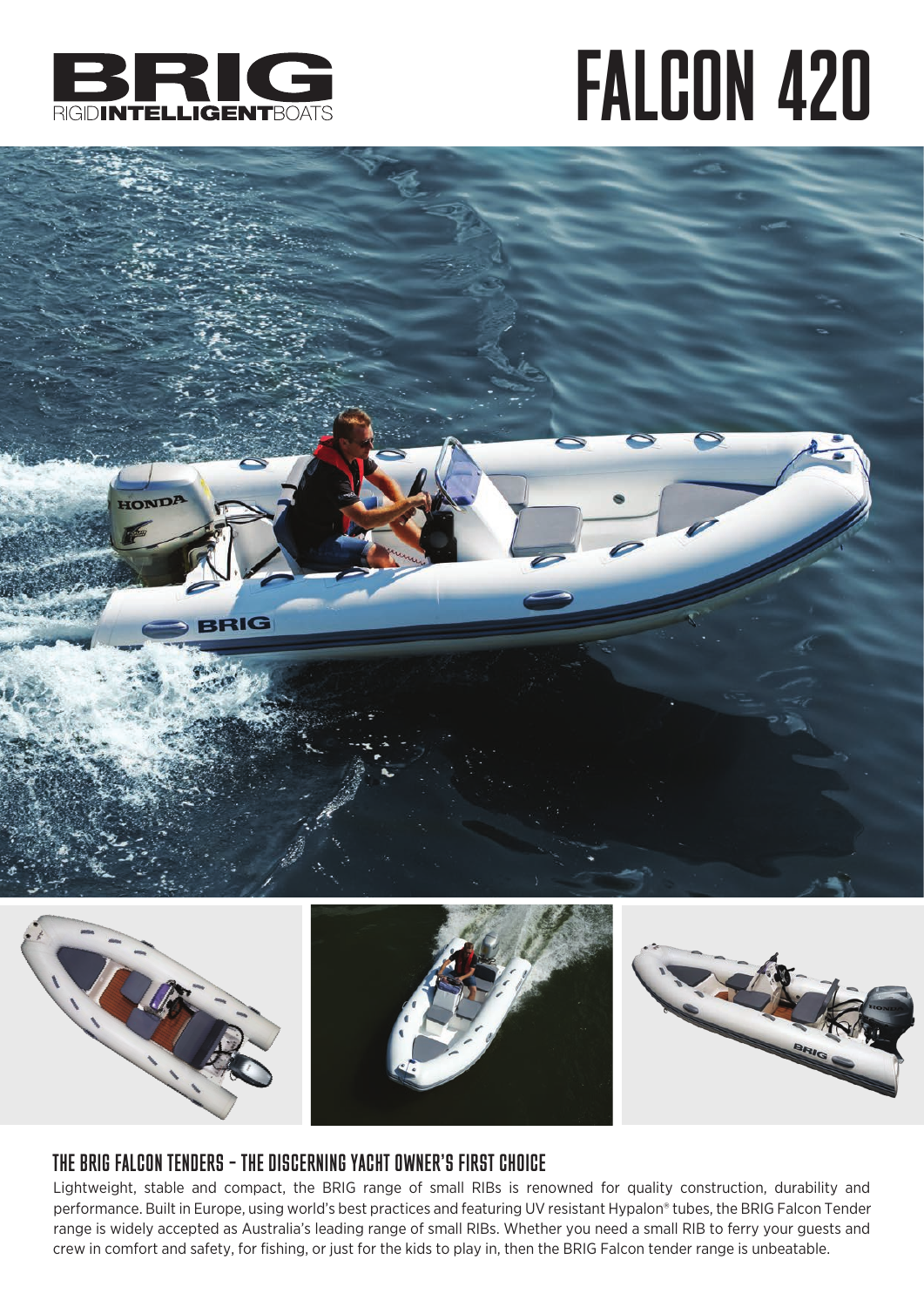BRIG

RIGIDINTELLIGENTBOATS

# FALCON 420

## THE BRIG FALCON TENDERS – THE DISCERNING YACHT OWNER'S FIRST CHOICE

Lightweight, stable and compact, the BRIG range of small RIBs is renowned for quality construction, durability and performance. Built in Europe, using world's best practices and featuring UV resistant Hypalon® tubes, the BRIG Falcon Tender range is widely accepted as Australia's leading range of small RIBs. Whether you need a small RIB to ferry your guests and crew in comfort and safety, for fishing, or just for the kids to play in, then the BRIG Falcon tender range is unbeatable.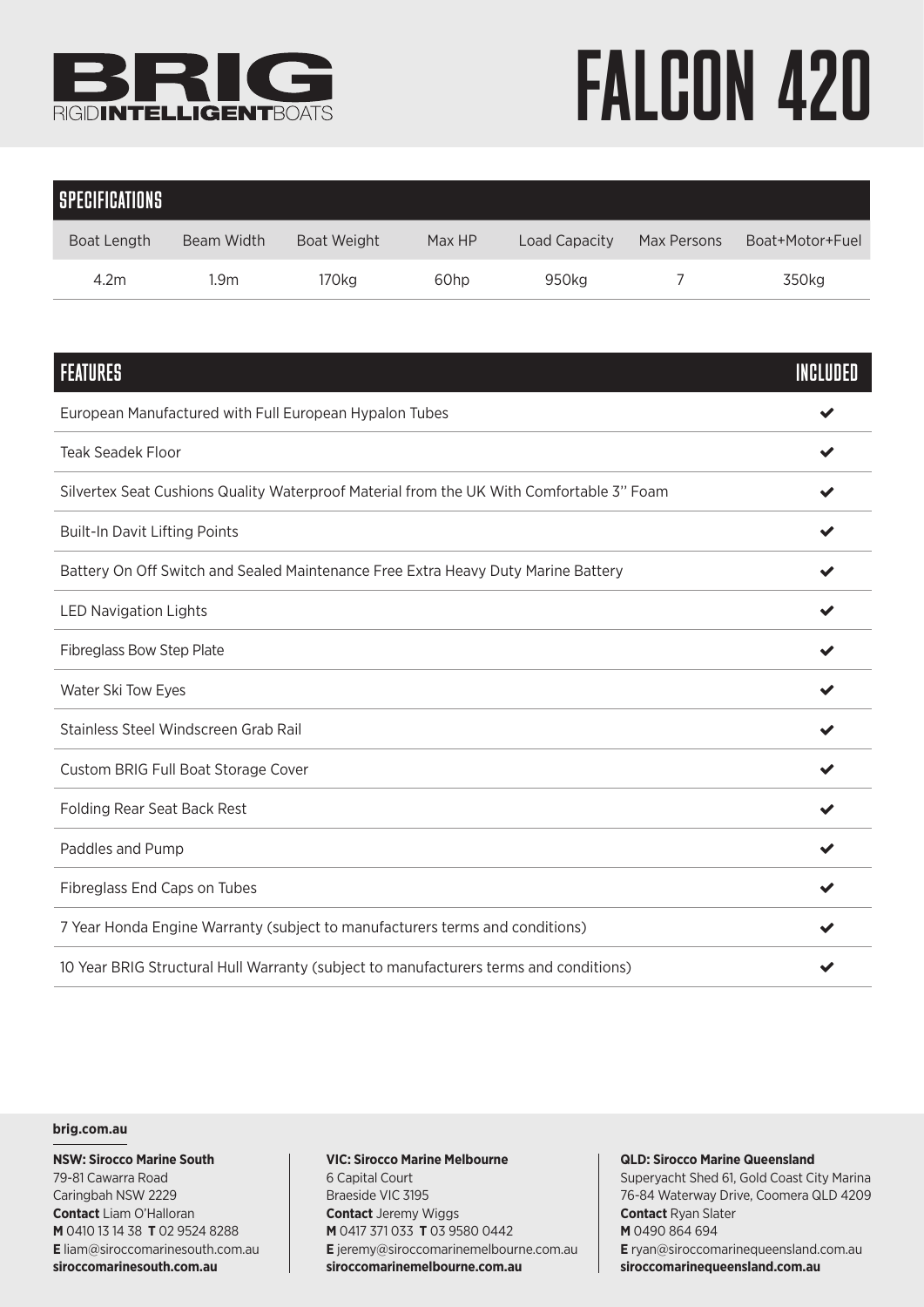# BRIG

RIGID**INTELLIGENT**BOATS

# FALCON 420

## SPECIFICATIONS

| Boat Length | Beam Width | Boat Weight | Max HP | Load Capacity | Max Persons | Boat+Motor+Fuel |
|---|---|---|---|---|---|---|
| 4.2m | 1.9m | 170kg | 60hp | 950kg | 7 | 350kg |

| FEATURES | INCLUDED |
|---|---|
| European Manufactured with Full European Hypalon Tubes | ✔ |
| Teak Seadek Floor | ✔ |
| Silvertex Seat Cushions Quality Waterproof Material from the UK With Comfortable 3" Foam | ✔ |
| Built-In Davit Lifting Points | ✔ |
| Battery On Off Switch and Sealed Maintenance Free Extra Heavy Duty Marine Battery | ✔ |
| LED Navigation Lights | ✔ |
| Fibreglass Bow Step Plate | ✔ |
| Water Ski Tow Eyes | ✔ |
| Stainless Steel Windscreen Grab Rail | ✔ |
| Custom BRIG Full Boat Storage Cover | ✔ |
| Folding Rear Seat Back Rest | ✔ |
| Paddles and Pump | ✔ |
| Fibreglass End Caps on Tubes | ✔ |
| 7 Year Honda Engine Warranty (subject to manufacturers terms and conditions) | ✔ |
| 10 Year BRIG Structural Hull Warranty (subject to manufacturers terms and conditions) | ✔ |

**brig.com.au**

**NSW: Sirocco Marine South**
79-81 Cawarra Road
Caringbah NSW 2229
**Contact** Liam O'Halloran
**M** 0410 13 14 38 **T** 02 9524 8288
**E** liam@siroccomarinesouth.com.au
**siroccomarinesouth.com.au**

**VIC: Sirocco Marine Melbourne**
6 Capital Court
Braeside VIC 3195
**Contact** Jeremy Wiggs
**M** 0417 371 033 **T** 03 9580 0442
**E** jeremy@siroccomarinemelbourne.com.au
**siroccomarinemelbourne.com.au**

**QLD: Sirocco Marine Queensland**
Superyacht Shed 61, Gold Coast City Marina
76-84 Waterway Drive, Coomera QLD 4209
**Contact** Ryan Slater
**M** 0490 864 694
**E** ryan@siroccomarinequeensland.com.au
**siroccomarinequeensland.com.au**